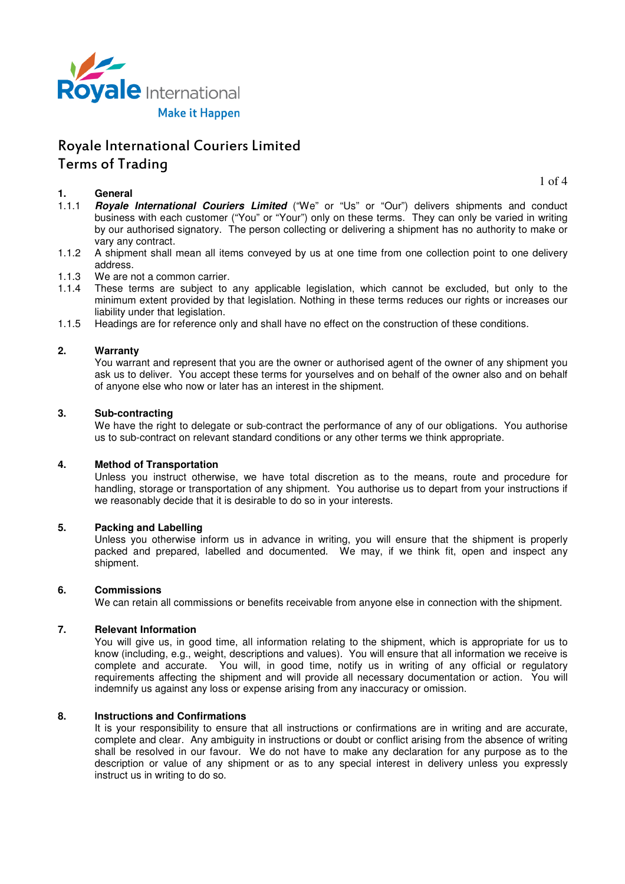Royale International

Make it Happen

# Royale International Couriers Limited
# Terms of Trading

## 1. General

1.1.1 ***Royale International Couriers Limited*** ("We" or "Us" or "Our") delivers shipments and conduct business with each customer ("You" or "Your") only on these terms. They can only be varied in writing by our authorised signatory. The person collecting or delivering a shipment has no authority to make or vary any contract.

1.1.2 A shipment shall mean all items conveyed by us at one time from one collection point to one delivery address.

1.1.3 We are not a common carrier.

1.1.4 These terms are subject to any applicable legislation, which cannot be excluded, but only to the minimum extent provided by that legislation. Nothing in these terms reduces our rights or increases our liability under that legislation.

1.1.5 Headings are for reference only and shall have no effect on the construction of these conditions.

## 2. Warranty

You warrant and represent that you are the owner or authorised agent of the owner of any shipment you ask us to deliver. You accept these terms for yourselves and on behalf of the owner also and on behalf of anyone else who now or later has an interest in the shipment.

## 3. Sub-contracting

We have the right to delegate or sub-contract the performance of any of our obligations. You authorise us to sub-contract on relevant standard conditions or any other terms we think appropriate.

## 4. Method of Transportation

Unless you instruct otherwise, we have total discretion as to the means, route and procedure for handling, storage or transportation of any shipment. You authorise us to depart from your instructions if we reasonably decide that it is desirable to do so in your interests.

## 5. Packing and Labelling

Unless you otherwise inform us in advance in writing, you will ensure that the shipment is properly packed and prepared, labelled and documented. We may, if we think fit, open and inspect any shipment.

## 6. Commissions

We can retain all commissions or benefits receivable from anyone else in connection with the shipment.

## 7. Relevant Information

You will give us, in good time, all information relating to the shipment, which is appropriate for us to know (including, e.g., weight, descriptions and values). You will ensure that all information we receive is complete and accurate. You will, in good time, notify us in writing of any official or regulatory requirements affecting the shipment and will provide all necessary documentation or action. You will indemnify us against any loss or expense arising from any inaccuracy or omission.

## 8. Instructions and Confirmations

It is your responsibility to ensure that all instructions or confirmations are in writing and are accurate, complete and clear. Any ambiguity in instructions or doubt or conflict arising from the absence of writing shall be resolved in our favour. We do not have to make any declaration for any purpose as to the description or value of any shipment or as to any special interest in delivery unless you expressly instruct us in writing to do so.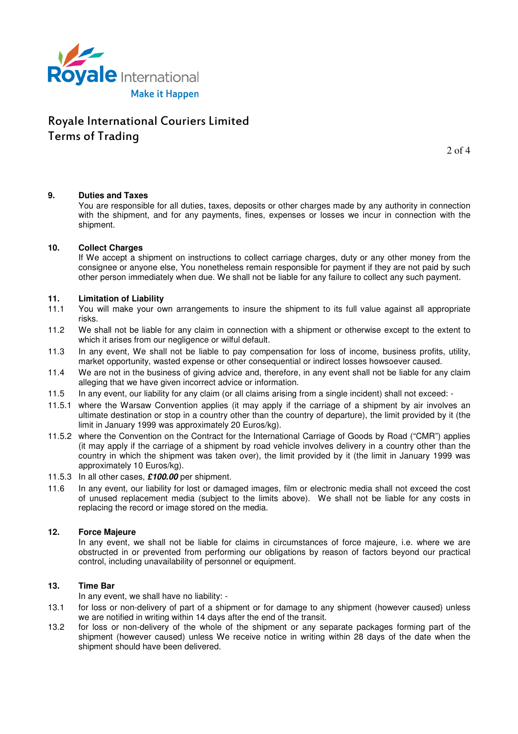# Royale International Couriers Limited
# Terms of Trading

**9. Duties and Taxes**

You are responsible for all duties, taxes, deposits or other charges made by any authority in connection with the shipment, and for any payments, fines, expenses or losses we incur in connection with the shipment.

**10. Collect Charges**

If We accept a shipment on instructions to collect carriage charges, duty or any other money from the consignee or anyone else, You nonetheless remain responsible for payment if they are not paid by such other person immediately when due. We shall not be liable for any failure to collect any such payment.

**11. Limitation of Liability**

11.1 You will make your own arrangements to insure the shipment to its full value against all appropriate risks.

11.2 We shall not be liable for any claim in connection with a shipment or otherwise except to the extent to which it arises from our negligence or wilful default.

11.3 In any event, We shall not be liable to pay compensation for loss of income, business profits, utility, market opportunity, wasted expense or other consequential or indirect losses howsoever caused.

11.4 We are not in the business of giving advice and, therefore, in any event shall not be liable for any claim alleging that we have given incorrect advice or information.

11.5 In any event, our liability for any claim (or all claims arising from a single incident) shall not exceed: -

11.5.1 where the Warsaw Convention applies (it may apply if the carriage of a shipment by air involves an ultimate destination or stop in a country other than the country of departure), the limit provided by it (the limit in January 1999 was approximately 20 Euros/kg).

11.5.2 where the Convention on the Contract for the International Carriage of Goods by Road ("CMR") applies (it may apply if the carriage of a shipment by road vehicle involves delivery in a country other than the country in which the shipment was taken over), the limit provided by it (the limit in January 1999 was approximately 10 Euros/kg).

11.5.3 In all other cases, ***£100.00*** per shipment.

11.6 In any event, our liability for lost or damaged images, film or electronic media shall not exceed the cost of unused replacement media (subject to the limits above). We shall not be liable for any costs in replacing the record or image stored on the media.

**12. Force Majeure**

In any event, we shall not be liable for claims in circumstances of force majeure, i.e. where we are obstructed in or prevented from performing our obligations by reason of factors beyond our practical control, including unavailability of personnel or equipment.

**13. Time Bar**

In any event, we shall have no liability: -

13.1 for loss or non-delivery of part of a shipment or for damage to any shipment (however caused) unless we are notified in writing within 14 days after the end of the transit.

13.2 for loss or non-delivery of the whole of the shipment or any separate packages forming part of the shipment (however caused) unless We receive notice in writing within 28 days of the date when the shipment should have been delivered.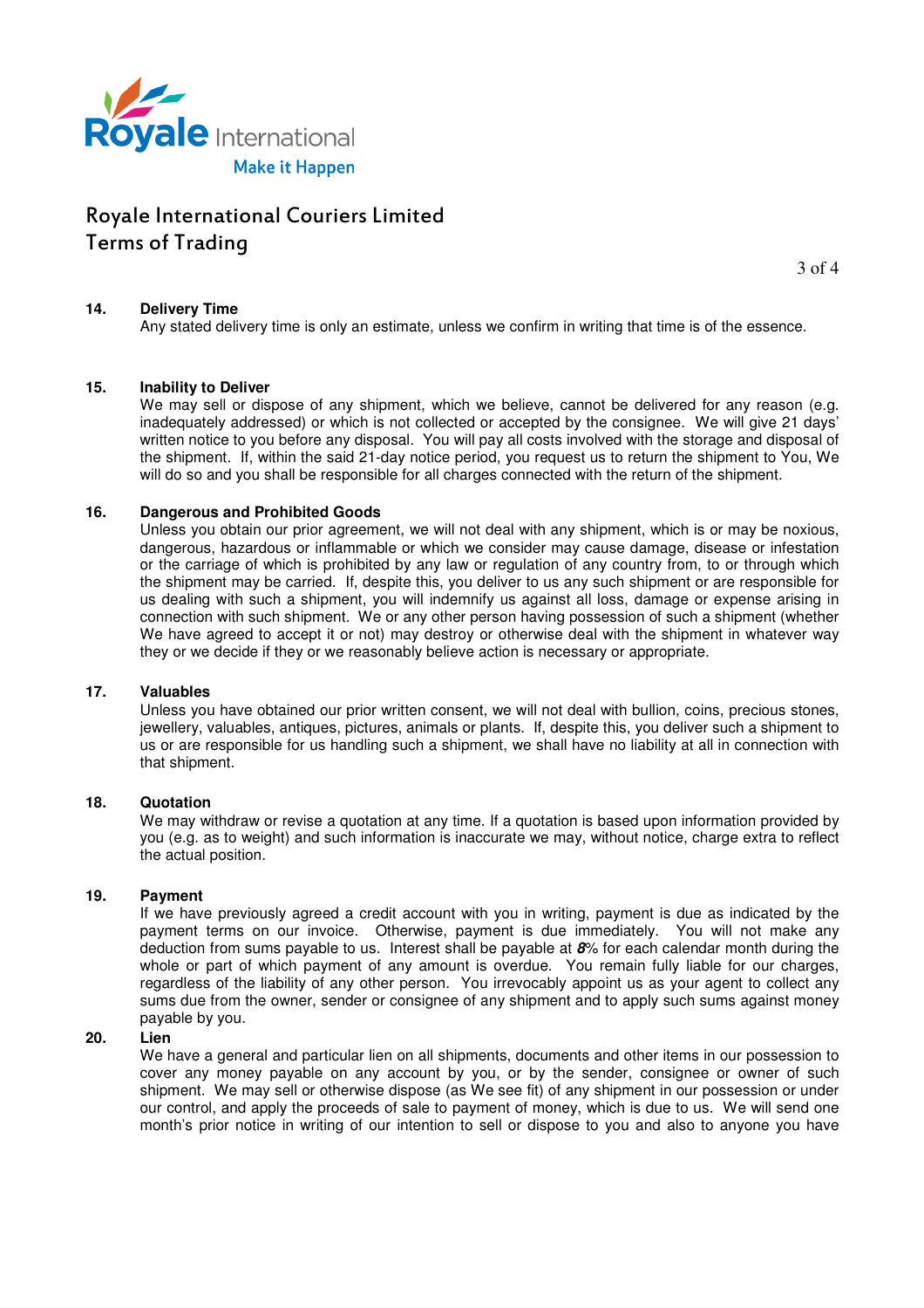# Royale International Couriers Limited
## Terms of Trading

**14. Delivery Time**

Any stated delivery time is only an estimate, unless we confirm in writing that time is of the essence.

**15. Inability to Deliver**

We may sell or dispose of any shipment, which we believe, cannot be delivered for any reason (e.g. inadequately addressed) or which is not collected or accepted by the consignee. We will give 21 days' written notice to you before any disposal. You will pay all costs involved with the storage and disposal of the shipment. If, within the said 21-day notice period, you request us to return the shipment to You, We will do so and you shall be responsible for all charges connected with the return of the shipment.

**16. Dangerous and Prohibited Goods**

Unless you obtain our prior agreement, we will not deal with any shipment, which is or may be noxious, dangerous, hazardous or inflammable or which we consider may cause damage, disease or infestation or the carriage of which is prohibited by any law or regulation of any country from, to or through which the shipment may be carried. If, despite this, you deliver to us any such shipment or are responsible for us dealing with such a shipment, you will indemnify us against all loss, damage or expense arising in connection with such shipment. We or any other person having possession of such a shipment (whether We have agreed to accept it or not) may destroy or otherwise deal with the shipment in whatever way they or we decide if they or we reasonably believe action is necessary or appropriate.

**17. Valuables**

Unless you have obtained our prior written consent, we will not deal with bullion, coins, precious stones, jewellery, valuables, antiques, pictures, animals or plants. If, despite this, you deliver such a shipment to us or are responsible for us handling such a shipment, we shall have no liability at all in connection with that shipment.

**18. Quotation**

We may withdraw or revise a quotation at any time. If a quotation is based upon information provided by you (e.g. as to weight) and such information is inaccurate we may, without notice, charge extra to reflect the actual position.

**19. Payment**

If we have previously agreed a credit account with you in writing, payment is due as indicated by the payment terms on our invoice. Otherwise, payment is due immediately. You will not make any deduction from sums payable to us. Interest shall be payable at ***8***% for each calendar month during the whole or part of which payment of any amount is overdue. You remain fully liable for our charges, regardless of the liability of any other person. You irrevocably appoint us as your agent to collect any sums due from the owner, sender or consignee of any shipment and to apply such sums against money payable by you.

**20. Lien**

We have a general and particular lien on all shipments, documents and other items in our possession to cover any money payable on any account by you, or by the sender, consignee or owner of such shipment. We may sell or otherwise dispose (as We see fit) of any shipment in our possession or under our control, and apply the proceeds of sale to payment of money, which is due to us. We will send one month's prior notice in writing of our intention to sell or dispose to you and also to anyone you have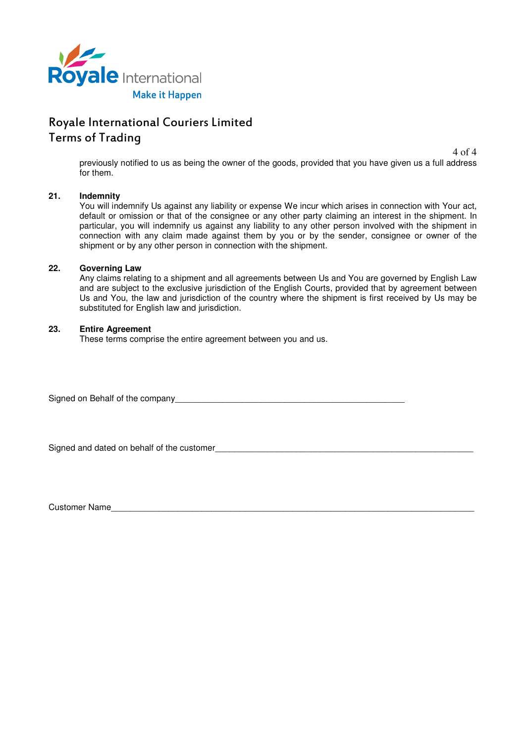previously notified to us as being the owner of the goods, provided that you have given us a full address for them.

**21. Indemnity**

You will indemnify Us against any liability or expense We incur which arises in connection with Your act, default or omission or that of the consignee or any other party claiming an interest in the shipment. In particular, you will indemnify us against any liability to any other person involved with the shipment in connection with any claim made against them by you or by the sender, consignee or owner of the shipment or by any other person in connection with the shipment.

**22. Governing Law**

Any claims relating to a shipment and all agreements between Us and You are governed by English Law and are subject to the exclusive jurisdiction of the English Courts, provided that by agreement between Us and You, the law and jurisdiction of the country where the shipment is first received by Us may be substituted for English law and jurisdiction.

**23. Entire Agreement**

These terms comprise the entire agreement between you and us.

Signed on Behalf of the company__________________________________________________

Signed and dated on behalf of the customer________________________________________________________

Customer Name_______________________________________________________________________________